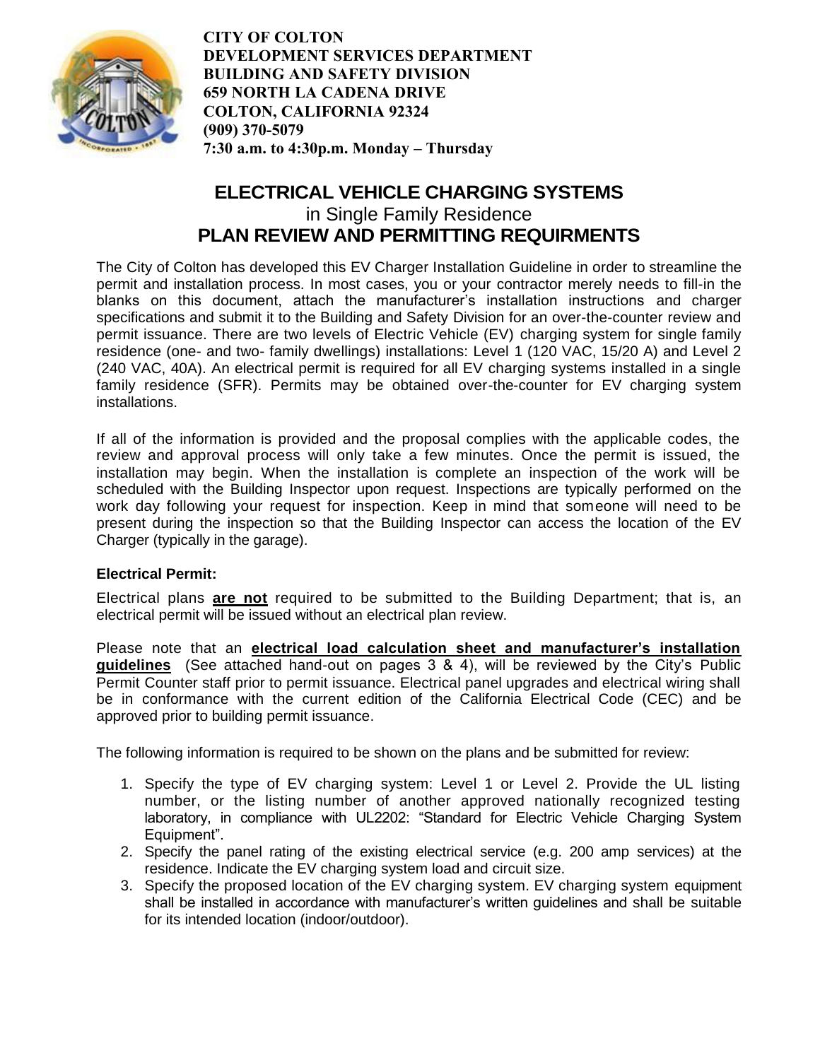**CITY OF COLTON**
**DEVELOPMENT SERVICES DEPARTMENT**
**BUILDING AND SAFETY DIVISION**
**659 NORTH LA CADENA DRIVE**
**COLTON, CALIFORNIA 92324**
**(909) 370-5079**
**7:30 a.m. to 4:30p.m. Monday – Thursday**

# ELECTRICAL VEHICLE CHARGING SYSTEMS
## in Single Family Residence
# PLAN REVIEW AND PERMITTING REQUIRMENTS

The City of Colton has developed this EV Charger Installation Guideline in order to streamline the permit and installation process. In most cases, you or your contractor merely needs to fill-in the blanks on this document, attach the manufacturer's installation instructions and charger specifications and submit it to the Building and Safety Division for an over-the-counter review and permit issuance. There are two levels of Electric Vehicle (EV) charging system for single family residence (one- and two- family dwellings) installations: Level 1 (120 VAC, 15/20 A) and Level 2 (240 VAC, 40A). An electrical permit is required for all EV charging systems installed in a single family residence (SFR). Permits may be obtained over-the-counter for EV charging system installations.

If all of the information is provided and the proposal complies with the applicable codes, the review and approval process will only take a few minutes. Once the permit is issued, the installation may begin. When the installation is complete an inspection of the work will be scheduled with the Building Inspector upon request. Inspections are typically performed on the work day following your request for inspection. Keep in mind that someone will need to be present during the inspection so that the Building Inspector can access the location of the EV Charger (typically in the garage).

### Electrical Permit:

Electrical plans **are not** required to be submitted to the Building Department; that is, an electrical permit will be issued without an electrical plan review.

Please note that an **electrical load calculation sheet and manufacturer's installation guidelines** (See attached hand-out on pages 3 & 4), will be reviewed by the City's Public Permit Counter staff prior to permit issuance. Electrical panel upgrades and electrical wiring shall be in conformance with the current edition of the California Electrical Code (CEC) and be approved prior to building permit issuance.

The following information is required to be shown on the plans and be submitted for review:

1. Specify the type of EV charging system: Level 1 or Level 2. Provide the UL listing number, or the listing number of another approved nationally recognized testing laboratory, in compliance with UL2202: "Standard for Electric Vehicle Charging System Equipment".
2. Specify the panel rating of the existing electrical service (e.g. 200 amp services) at the residence. Indicate the EV charging system load and circuit size.
3. Specify the proposed location of the EV charging system. EV charging system equipment shall be installed in accordance with manufacturer's written guidelines and shall be suitable for its intended location (indoor/outdoor).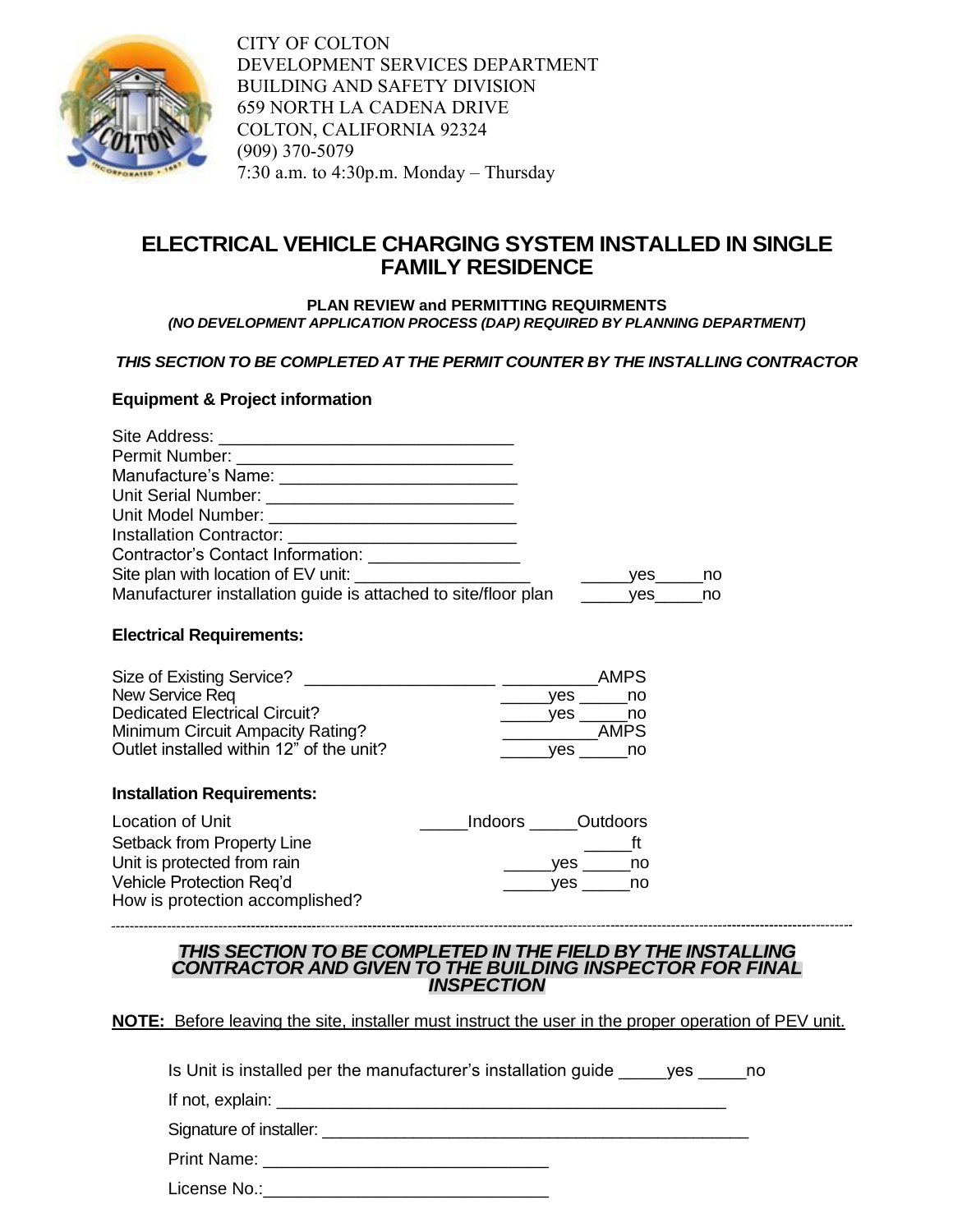CITY OF COLTON
DEVELOPMENT SERVICES DEPARTMENT
BUILDING AND SAFETY DIVISION
659 NORTH LA CADENA DRIVE
COLTON, CALIFORNIA 92324
(909) 370-5079
7:30 a.m. to 4:30p.m. Monday – Thursday

# ELECTRICAL VEHICLE CHARGING SYSTEM INSTALLED IN SINGLE FAMILY RESIDENCE

**PLAN REVIEW and PERMITTING REQUIRMENTS**
***(NO DEVELOPMENT APPLICATION PROCESS (DAP) REQUIRED BY PLANNING DEPARTMENT)***

***THIS SECTION TO BE COMPLETED AT THE PERMIT COUNTER BY THE INSTALLING CONTRACTOR***

### Equipment & Project information

Site Address: ______________________________
Permit Number: ____________________________
Manufacture's Name: _________________________
Unit Serial Number: __________________________
Unit Model Number: __________________________
Installation Contractor: ________________________
Contractor's Contact Information: ________________
Site plan with location of EV unit: __________________ _____yes_____no
Manufacturer installation guide is attached to site/floor plan _____yes_____no

### Electrical Requirements:

Size of Existing Service? ____________________ __________AMPS
New Service Req _____yes _____no
Dedicated Electrical Circuit? _____yes _____no
Minimum Circuit Ampacity Rating? __________AMPS
Outlet installed within 12" of the unit? _____yes _____no

### Installation Requirements:

Location of Unit _____Indoors _____Outdoors
Setback from Property Line _____ft
Unit is protected from rain _____yes _____no
Vehicle Protection Req'd _____yes _____no
How is protection accomplished?

---

***THIS SECTION TO BE COMPLETED IN THE FIELD BY THE INSTALLING CONTRACTOR AND GIVEN TO THE BUILDING INSPECTOR FOR FINAL INSPECTION***

**NOTE:** Before leaving the site, installer must instruct the user in the proper operation of PEV unit.

Is Unit is installed per the manufacturer's installation guide _____yes _____no

If not, explain: ________________________________________________

Signature of installer: ______________________________________________

Print Name: ______________________________

License No.:______________________________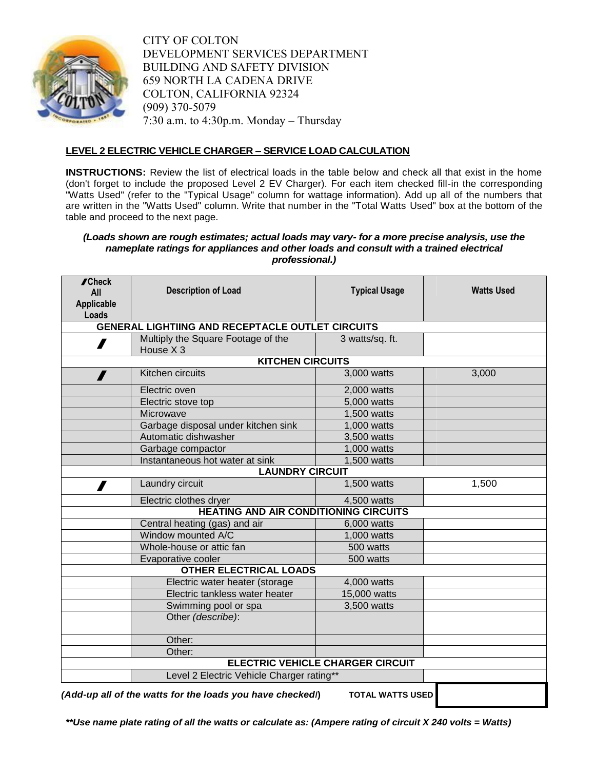CITY OF COLTON
DEVELOPMENT SERVICES DEPARTMENT
BUILDING AND SAFETY DIVISION
659 NORTH LA CADENA DRIVE
COLTON, CALIFORNIA 92324
(909) 370-5079
7:30 a.m. to 4:30p.m. Monday – Thursday

## LEVEL 2 ELECTRIC VEHICLE CHARGER – SERVICE LOAD CALCULATION

**INSTRUCTIONS:** Review the list of electrical loads in the table below and check all that exist in the home (don't forget to include the proposed Level 2 EV Charger). For each item checked fill-in the corresponding "Watts Used" (refer to the "Typical Usage" column for wattage information). Add up all of the numbers that are written in the "Watts Used" column. Write that number in the "Total Watts Used" box at the bottom of the table and proceed to the next page.

***(Loads shown are rough estimates; actual loads may vary- for a more precise analysis, use the nameplate ratings for appliances and other loads and consult with a trained electrical professional.)***

| ✓Check All Applicable Loads | Description of Load | Typical Usage | Watts Used |
|---|---|---|---|
| **GENERAL LIGHTIING AND RECEPTACLE OUTLET CIRCUITS** | | | |
| ✓ | Multiply the Square Footage of the House X 3 | 3 watts/sq. ft. | |
| **KITCHEN CIRCUITS** | | | |
| ✓ | Kitchen circuits | 3,000 watts | 3,000 |
| | Electric oven | 2,000 watts | |
| | Electric stove top | 5,000 watts | |
| | Microwave | 1,500 watts | |
| | Garbage disposal under kitchen sink | 1,000 watts | |
| | Automatic dishwasher | 3,500 watts | |
| | Garbage compactor | 1,000 watts | |
| | Instantaneous hot water at sink | 1,500 watts | |
| **LAUNDRY CIRCUIT** | | | |
| ✓ | Laundry circuit | 1,500 watts | 1,500 |
| | Electric clothes dryer | 4,500 watts | |
| **HEATING AND AIR CONDITIONING CIRCUITS** | | | |
| | Central heating (gas) and air | 6,000 watts | |
| | Window mounted A/C | 1,000 watts | |
| | Whole-house or attic fan | 500 watts | |
| | Evaporative cooler | 500 watts | |
| **OTHER ELECTRICAL LOADS** | | | |
| | Electric water heater (storage | 4,000 watts | |
| | Electric tankless water heater | 15,000 watts | |
| | Swimming pool or spa | 3,500 watts | |
| | Other *(describe)*: | | |
| | Other: | | |
| | Other: | | |
| **ELECTRIC VEHICLE CHARGER CIRCUIT** | | | |
| | Level 2 Electric Vehicle Charger rating** | | |
| ***(Add-up all of the watts for the loads you have checked!)*** | | **TOTAL WATTS USED** | |

***\*\*Use name plate rating of all the watts or calculate as: (Ampere rating of circuit X 240 volts = Watts)***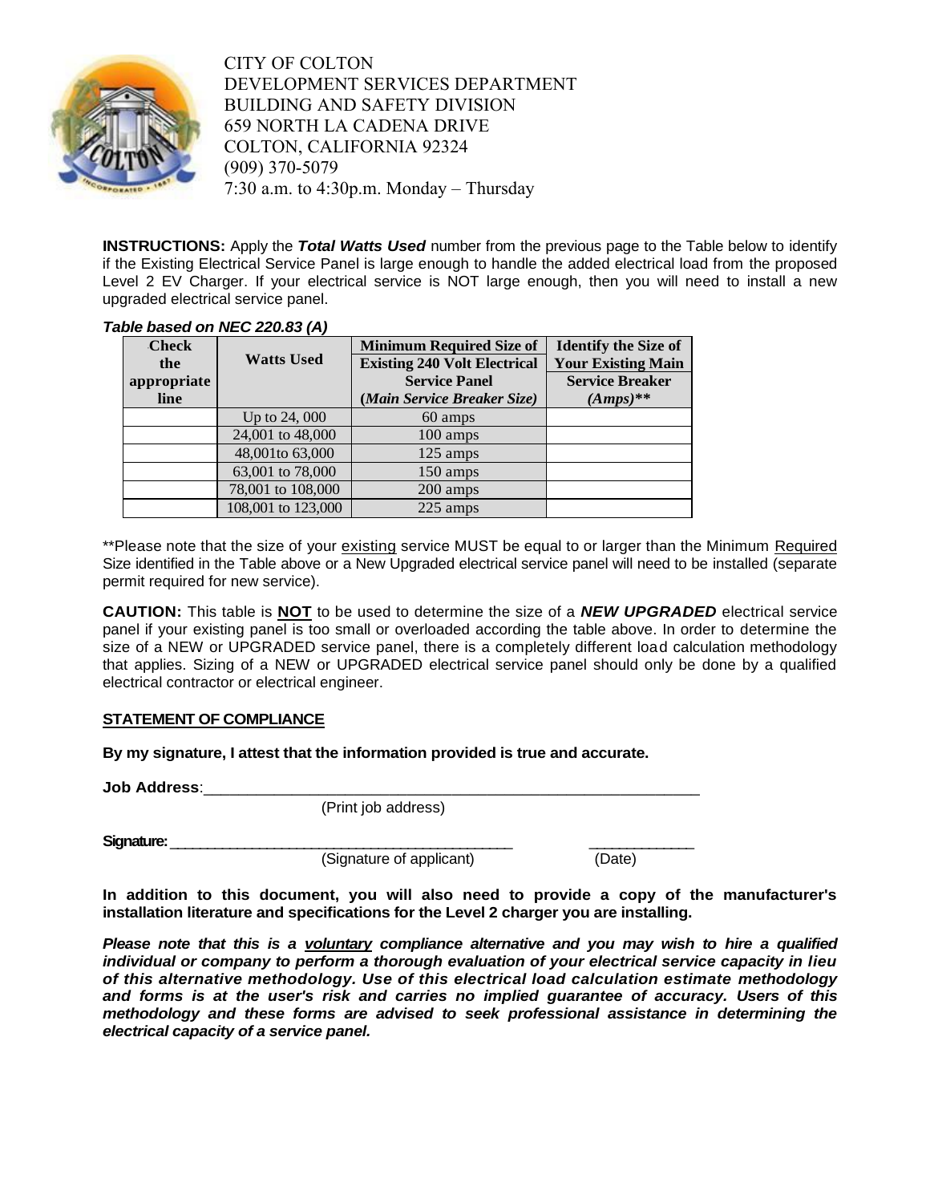CITY OF COLTON
DEVELOPMENT SERVICES DEPARTMENT
BUILDING AND SAFETY DIVISION
659 NORTH LA CADENA DRIVE
COLTON, CALIFORNIA 92324
(909) 370-5079
7:30 a.m. to 4:30p.m. Monday – Thursday

**INSTRUCTIONS:** Apply the ***Total Watts Used*** number from the previous page to the Table below to identify if the Existing Electrical Service Panel is large enough to handle the added electrical load from the proposed Level 2 EV Charger. If your electrical service is NOT large enough, then you will need to install a new upgraded electrical service panel.

***Table based on NEC 220.83 (A)***

| Check the appropriate line | Watts Used | Minimum Required Size of Existing 240 Volt Electrical Service Panel (*Main Service Breaker Size)* | Identify the Size of Your Existing Main Service Breaker *(Amps)*** |
|---|---|---|---|
| | Up to 24, 000 | 60 amps | |
| | 24,001 to 48,000 | 100 amps | |
| | 48,001to 63,000 | 125 amps | |
| | 63,001 to 78,000 | 150 amps | |
| | 78,001 to 108,000 | 200 amps | |
| | 108,001 to 123,000 | 225 amps | |

**Please note that the size of your existing service MUST be equal to or larger than the Minimum Required Size identified in the Table above or a New Upgraded electrical service panel will need to be installed (separate permit required for new service).

**CAUTION:** This table is **NOT** to be used to determine the size of a ***NEW UPGRADED*** electrical service panel if your existing panel is too small or overloaded according the table above. In order to determine the size of a NEW or UPGRADED service panel, there is a completely different load calculation methodology that applies. Sizing of a NEW or UPGRADED electrical service panel should only be done by a qualified electrical contractor or electrical engineer.

**STATEMENT OF COMPLIANCE**

**By my signature, I attest that the information provided is true and accurate.**

**Job Address**:____________________________________________________________
(Print job address)

**Signature:** ____________________________________________ _____________
(Signature of applicant) (Date)

**In addition to this document, you will also need to provide a copy of the manufacturer's installation literature and specifications for the Level 2 charger you are installing.**

***Please note that this is a voluntary compliance alternative and you may wish to hire a qualified individual or company to perform a thorough evaluation of your electrical service capacity in lieu of this alternative methodology. Use of this electrical load calculation estimate methodology and forms is at the user's risk and carries no implied guarantee of accuracy. Users of this methodology and these forms are advised to seek professional assistance in determining the electrical capacity of a service panel.***